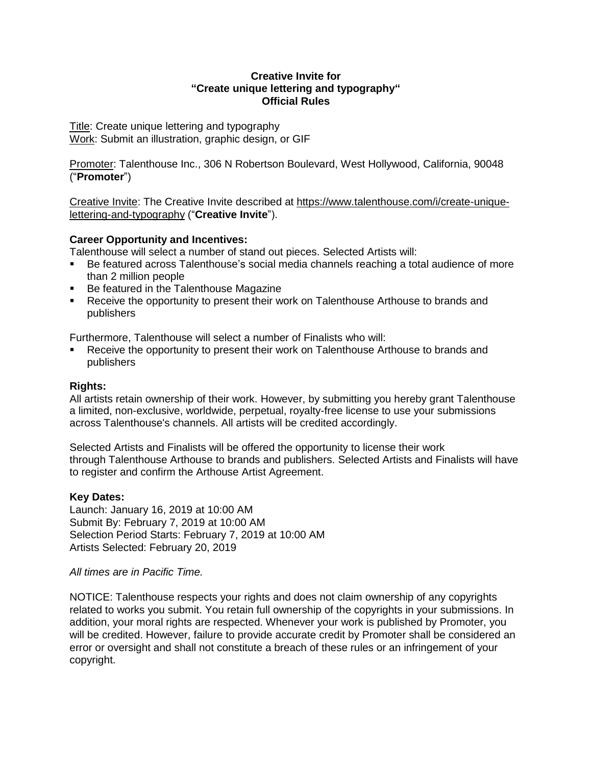**Creative Invite for**
**"Create unique lettering and typography"**
**Official Rules**

Title: Create unique lettering and typography
Work: Submit an illustration, graphic design, or GIF

Promoter: Talenthouse Inc., 306 N Robertson Boulevard, West Hollywood, California, 90048 ("**Promoter**")

Creative Invite: The Creative Invite described at https://www.talenthouse.com/i/create-unique-lettering-and-typography ("**Creative Invite**").

**Career Opportunity and Incentives:**

Talenthouse will select a number of stand out pieces. Selected Artists will:

- Be featured across Talenthouse's social media channels reaching a total audience of more than 2 million people
- Be featured in the Talenthouse Magazine
- Receive the opportunity to present their work on Talenthouse Arthouse to brands and publishers

Furthermore, Talenthouse will select a number of Finalists who will:

- Receive the opportunity to present their work on Talenthouse Arthouse to brands and publishers

**Rights:**

All artists retain ownership of their work. However, by submitting you hereby grant Talenthouse a limited, non-exclusive, worldwide, perpetual, royalty-free license to use your submissions across Talenthouse's channels. All artists will be credited accordingly.

Selected Artists and Finalists will be offered the opportunity to license their work through Talenthouse Arthouse to brands and publishers. Selected Artists and Finalists will have to register and confirm the Arthouse Artist Agreement.

**Key Dates:**

Launch: January 16, 2019 at 10:00 AM
Submit By: February 7, 2019 at 10:00 AM
Selection Period Starts: February 7, 2019 at 10:00 AM
Artists Selected: February 20, 2019

*All times are in Pacific Time.*

NOTICE: Talenthouse respects your rights and does not claim ownership of any copyrights related to works you submit. You retain full ownership of the copyrights in your submissions. In addition, your moral rights are respected. Whenever your work is published by Promoter, you will be credited. However, failure to provide accurate credit by Promoter shall be considered an error or oversight and shall not constitute a breach of these rules or an infringement of your copyright.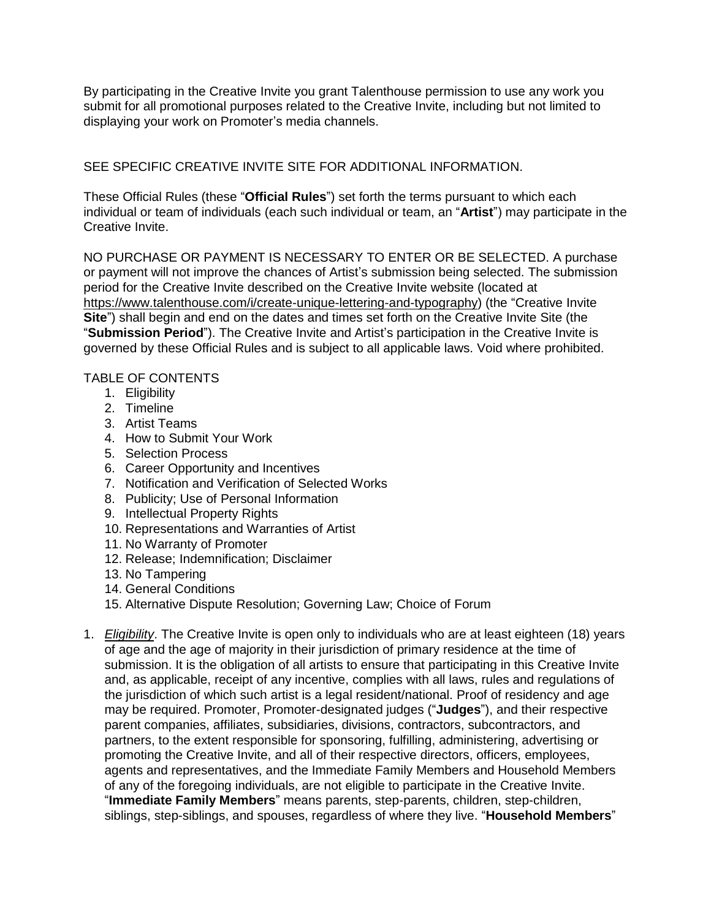By participating in the Creative Invite you grant Talenthouse permission to use any work you submit for all promotional purposes related to the Creative Invite, including but not limited to displaying your work on Promoter's media channels.

SEE SPECIFIC CREATIVE INVITE SITE FOR ADDITIONAL INFORMATION.

These Official Rules (these "**Official Rules**") set forth the terms pursuant to which each individual or team of individuals (each such individual or team, an "**Artist**") may participate in the Creative Invite.

NO PURCHASE OR PAYMENT IS NECESSARY TO ENTER OR BE SELECTED. A purchase or payment will not improve the chances of Artist's submission being selected. The submission period for the Creative Invite described on the Creative Invite website (located at https://www.talenthouse.com/i/create-unique-lettering-and-typography) (the "Creative Invite **Site**") shall begin and end on the dates and times set forth on the Creative Invite Site (the "**Submission Period**"). The Creative Invite and Artist's participation in the Creative Invite is governed by these Official Rules and is subject to all applicable laws. Void where prohibited.

TABLE OF CONTENTS

1. Eligibility
2. Timeline
3. Artist Teams
4. How to Submit Your Work
5. Selection Process
6. Career Opportunity and Incentives
7. Notification and Verification of Selected Works
8. Publicity; Use of Personal Information
9. Intellectual Property Rights
10. Representations and Warranties of Artist
11. No Warranty of Promoter
12. Release; Indemnification; Disclaimer
13. No Tampering
14. General Conditions
15. Alternative Dispute Resolution; Governing Law; Choice of Forum

1. *Eligibility*. The Creative Invite is open only to individuals who are at least eighteen (18) years of age and the age of majority in their jurisdiction of primary residence at the time of submission. It is the obligation of all artists to ensure that participating in this Creative Invite and, as applicable, receipt of any incentive, complies with all laws, rules and regulations of the jurisdiction of which such artist is a legal resident/national. Proof of residency and age may be required. Promoter, Promoter-designated judges ("**Judges**"), and their respective parent companies, affiliates, subsidiaries, divisions, contractors, subcontractors, and partners, to the extent responsible for sponsoring, fulfilling, administering, advertising or promoting the Creative Invite, and all of their respective directors, officers, employees, agents and representatives, and the Immediate Family Members and Household Members of any of the foregoing individuals, are not eligible to participate in the Creative Invite. "**Immediate Family Members**" means parents, step-parents, children, step-children, siblings, step-siblings, and spouses, regardless of where they live. "**Household Members**"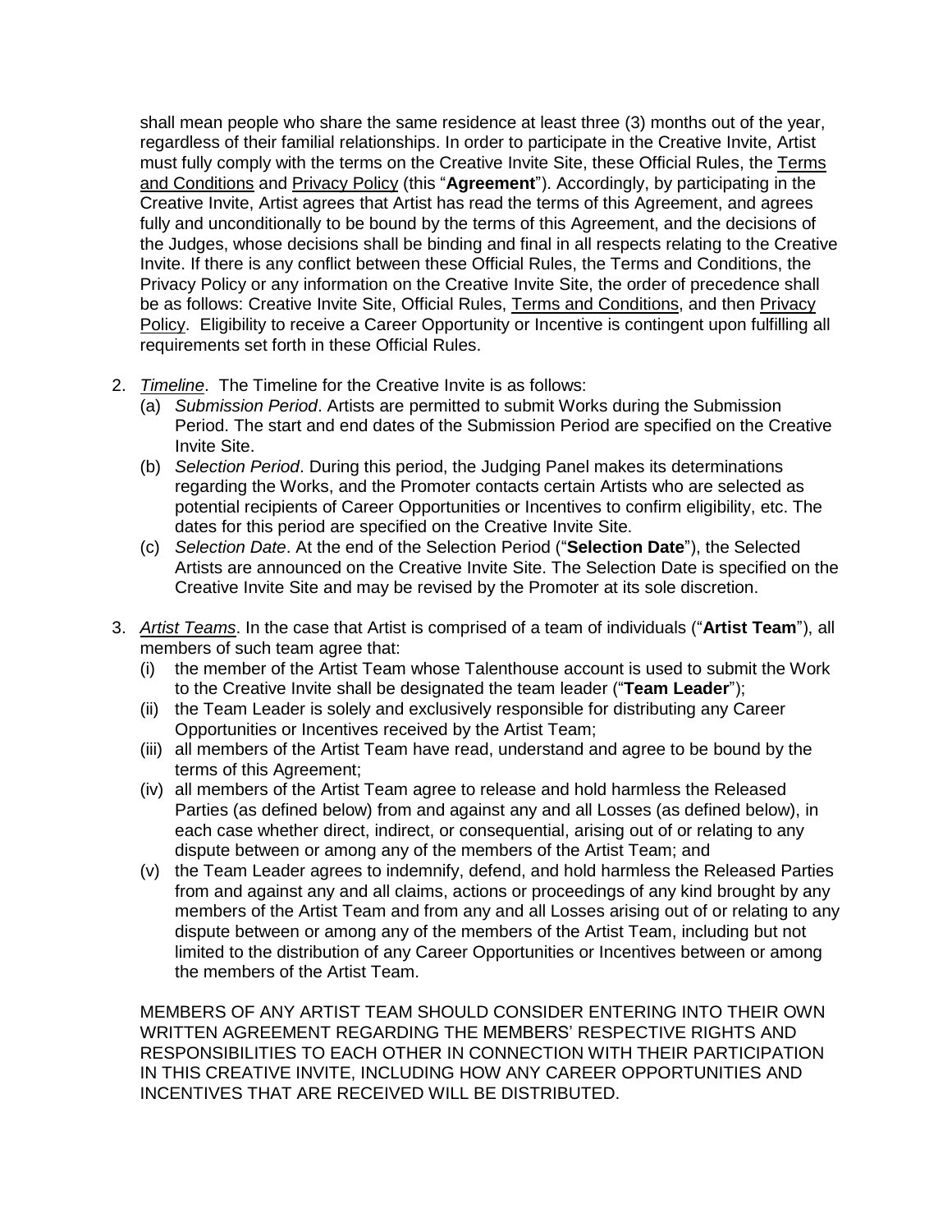shall mean people who share the same residence at least three (3) months out of the year, regardless of their familial relationships. In order to participate in the Creative Invite, Artist must fully comply with the terms on the Creative Invite Site, these Official Rules, the Terms and Conditions and Privacy Policy (this "**Agreement**"). Accordingly, by participating in the Creative Invite, Artist agrees that Artist has read the terms of this Agreement, and agrees fully and unconditionally to be bound by the terms of this Agreement, and the decisions of the Judges, whose decisions shall be binding and final in all respects relating to the Creative Invite. If there is any conflict between these Official Rules, the Terms and Conditions, the Privacy Policy or any information on the Creative Invite Site, the order of precedence shall be as follows: Creative Invite Site, Official Rules, Terms and Conditions, and then Privacy Policy. Eligibility to receive a Career Opportunity or Incentive is contingent upon fulfilling all requirements set forth in these Official Rules.

2. *Timeline*. The Timeline for the Creative Invite is as follows:
   (a) *Submission Period*. Artists are permitted to submit Works during the Submission Period. The start and end dates of the Submission Period are specified on the Creative Invite Site.
   (b) *Selection Period*. During this period, the Judging Panel makes its determinations regarding the Works, and the Promoter contacts certain Artists who are selected as potential recipients of Career Opportunities or Incentives to confirm eligibility, etc. The dates for this period are specified on the Creative Invite Site.
   (c) *Selection Date*. At the end of the Selection Period ("**Selection Date**"), the Selected Artists are announced on the Creative Invite Site. The Selection Date is specified on the Creative Invite Site and may be revised by the Promoter at its sole discretion.

3. *Artist Teams*. In the case that Artist is comprised of a team of individuals ("**Artist Team**"), all members of such team agree that:
   (i) the member of the Artist Team whose Talenthouse account is used to submit the Work to the Creative Invite shall be designated the team leader ("**Team Leader**");
   (ii) the Team Leader is solely and exclusively responsible for distributing any Career Opportunities or Incentives received by the Artist Team;
   (iii) all members of the Artist Team have read, understand and agree to be bound by the terms of this Agreement;
   (iv) all members of the Artist Team agree to release and hold harmless the Released Parties (as defined below) from and against any and all Losses (as defined below), in each case whether direct, indirect, or consequential, arising out of or relating to any dispute between or among any of the members of the Artist Team; and
   (v) the Team Leader agrees to indemnify, defend, and hold harmless the Released Parties from and against any and all claims, actions or proceedings of any kind brought by any members of the Artist Team and from any and all Losses arising out of or relating to any dispute between or among any of the members of the Artist Team, including but not limited to the distribution of any Career Opportunities or Incentives between or among the members of the Artist Team.

   MEMBERS OF ANY ARTIST TEAM SHOULD CONSIDER ENTERING INTO THEIR OWN WRITTEN AGREEMENT REGARDING THE MEMBERS' RESPECTIVE RIGHTS AND RESPONSIBILITIES TO EACH OTHER IN CONNECTION WITH THEIR PARTICIPATION IN THIS CREATIVE INVITE, INCLUDING HOW ANY CAREER OPPORTUNITIES AND INCENTIVES THAT ARE RECEIVED WILL BE DISTRIBUTED.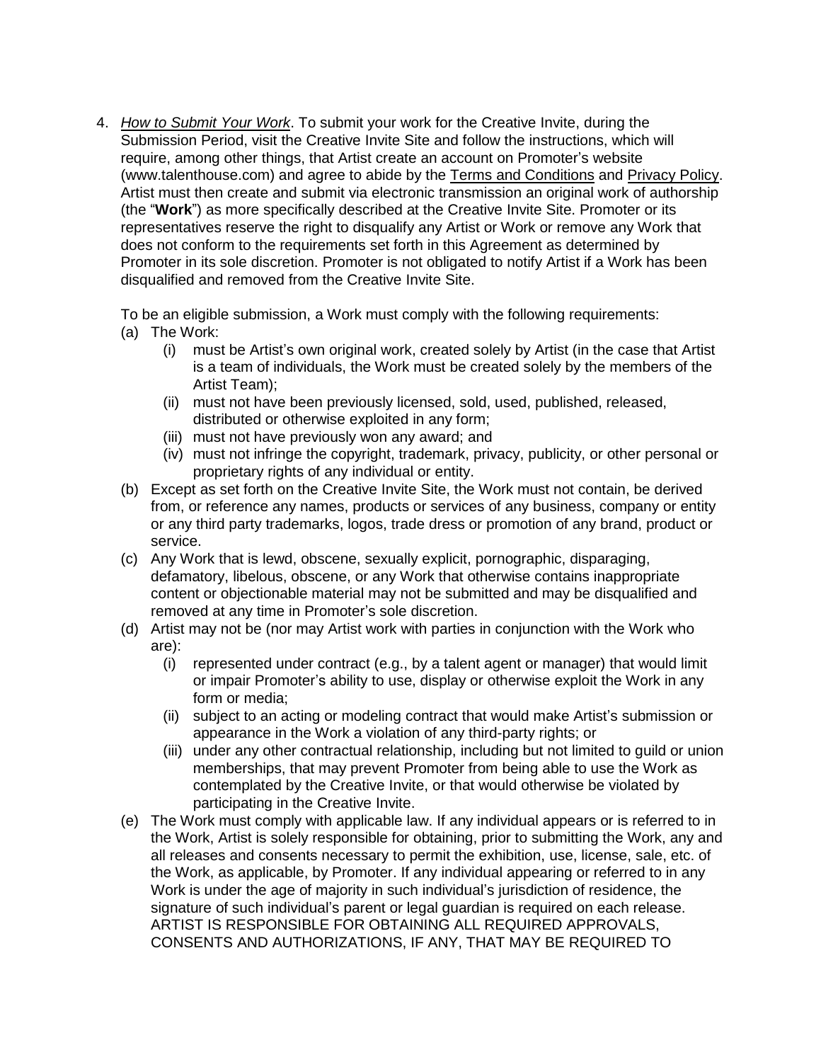4. *How to Submit Your Work*. To submit your work for the Creative Invite, during the Submission Period, visit the Creative Invite Site and follow the instructions, which will require, among other things, that Artist create an account on Promoter's website (www.talenthouse.com) and agree to abide by the Terms and Conditions and Privacy Policy. Artist must then create and submit via electronic transmission an original work of authorship (the "**Work**") as more specifically described at the Creative Invite Site. Promoter or its representatives reserve the right to disqualify any Artist or Work or remove any Work that does not conform to the requirements set forth in this Agreement as determined by Promoter in its sole discretion. Promoter is not obligated to notify Artist if a Work has been disqualified and removed from the Creative Invite Site.

   To be an eligible submission, a Work must comply with the following requirements:

   (a) The Work:

      (i) must be Artist's own original work, created solely by Artist (in the case that Artist is a team of individuals, the Work must be created solely by the members of the Artist Team);

      (ii) must not have been previously licensed, sold, used, published, released, distributed or otherwise exploited in any form;

      (iii) must not have previously won any award; and

      (iv) must not infringe the copyright, trademark, privacy, publicity, or other personal or proprietary rights of any individual or entity.

   (b) Except as set forth on the Creative Invite Site, the Work must not contain, be derived from, or reference any names, products or services of any business, company or entity or any third party trademarks, logos, trade dress or promotion of any brand, product or service.

   (c) Any Work that is lewd, obscene, sexually explicit, pornographic, disparaging, defamatory, libelous, obscene, or any Work that otherwise contains inappropriate content or objectionable material may not be submitted and may be disqualified and removed at any time in Promoter's sole discretion.

   (d) Artist may not be (nor may Artist work with parties in conjunction with the Work who are):

      (i) represented under contract (e.g., by a talent agent or manager) that would limit or impair Promoter's ability to use, display or otherwise exploit the Work in any form or media;

      (ii) subject to an acting or modeling contract that would make Artist's submission or appearance in the Work a violation of any third-party rights; or

      (iii) under any other contractual relationship, including but not limited to guild or union memberships, that may prevent Promoter from being able to use the Work as contemplated by the Creative Invite, or that would otherwise be violated by participating in the Creative Invite.

   (e) The Work must comply with applicable law. If any individual appears or is referred to in the Work, Artist is solely responsible for obtaining, prior to submitting the Work, any and all releases and consents necessary to permit the exhibition, use, license, sale, etc. of the Work, as applicable, by Promoter. If any individual appearing or referred to in any Work is under the age of majority in such individual's jurisdiction of residence, the signature of such individual's parent or legal guardian is required on each release. ARTIST IS RESPONSIBLE FOR OBTAINING ALL REQUIRED APPROVALS, CONSENTS AND AUTHORIZATIONS, IF ANY, THAT MAY BE REQUIRED TO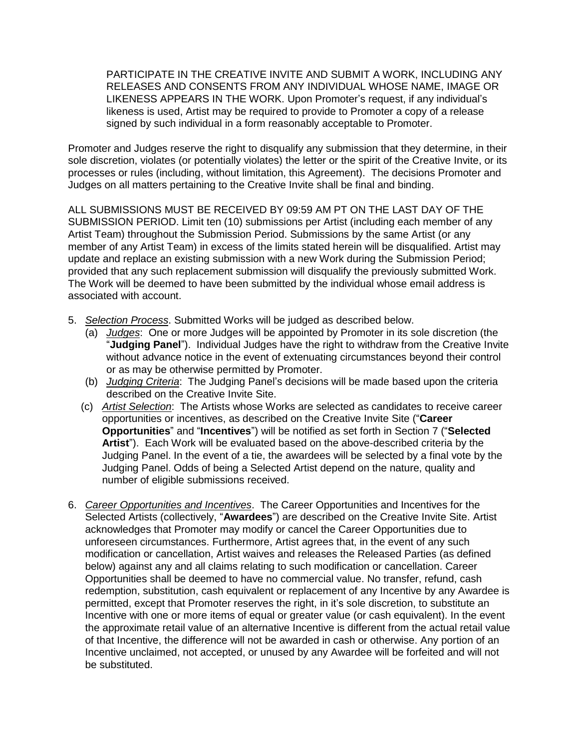PARTICIPATE IN THE CREATIVE INVITE AND SUBMIT A WORK, INCLUDING ANY RELEASES AND CONSENTS FROM ANY INDIVIDUAL WHOSE NAME, IMAGE OR LIKENESS APPEARS IN THE WORK. Upon Promoter's request, if any individual's likeness is used, Artist may be required to provide to Promoter a copy of a release signed by such individual in a form reasonably acceptable to Promoter.

Promoter and Judges reserve the right to disqualify any submission that they determine, in their sole discretion, violates (or potentially violates) the letter or the spirit of the Creative Invite, or its processes or rules (including, without limitation, this Agreement). The decisions Promoter and Judges on all matters pertaining to the Creative Invite shall be final and binding.

ALL SUBMISSIONS MUST BE RECEIVED BY 09:59 AM PT ON THE LAST DAY OF THE SUBMISSION PERIOD. Limit ten (10) submissions per Artist (including each member of any Artist Team) throughout the Submission Period. Submissions by the same Artist (or any member of any Artist Team) in excess of the limits stated herein will be disqualified. Artist may update and replace an existing submission with a new Work during the Submission Period; provided that any such replacement submission will disqualify the previously submitted Work. The Work will be deemed to have been submitted by the individual whose email address is associated with account.

5. *Selection Process*. Submitted Works will be judged as described below.
   (a) *Judges*: One or more Judges will be appointed by Promoter in its sole discretion (the "**Judging Panel**"). Individual Judges have the right to withdraw from the Creative Invite without advance notice in the event of extenuating circumstances beyond their control or as may be otherwise permitted by Promoter.
   (b) *Judging Criteria*: The Judging Panel's decisions will be made based upon the criteria described on the Creative Invite Site.
   (c) *Artist Selection*: The Artists whose Works are selected as candidates to receive career opportunities or incentives, as described on the Creative Invite Site ("**Career Opportunities**" and "**Incentives**") will be notified as set forth in Section 7 ("**Selected Artist**"). Each Work will be evaluated based on the above-described criteria by the Judging Panel. In the event of a tie, the awardees will be selected by a final vote by the Judging Panel. Odds of being a Selected Artist depend on the nature, quality and number of eligible submissions received.

6. *Career Opportunities and Incentives*. The Career Opportunities and Incentives for the Selected Artists (collectively, "**Awardees**") are described on the Creative Invite Site. Artist acknowledges that Promoter may modify or cancel the Career Opportunities due to unforeseen circumstances. Furthermore, Artist agrees that, in the event of any such modification or cancellation, Artist waives and releases the Released Parties (as defined below) against any and all claims relating to such modification or cancellation. Career Opportunities shall be deemed to have no commercial value. No transfer, refund, cash redemption, substitution, cash equivalent or replacement of any Incentive by any Awardee is permitted, except that Promoter reserves the right, in it's sole discretion, to substitute an Incentive with one or more items of equal or greater value (or cash equivalent). In the event the approximate retail value of an alternative Incentive is different from the actual retail value of that Incentive, the difference will not be awarded in cash or otherwise. Any portion of an Incentive unclaimed, not accepted, or unused by any Awardee will be forfeited and will not be substituted.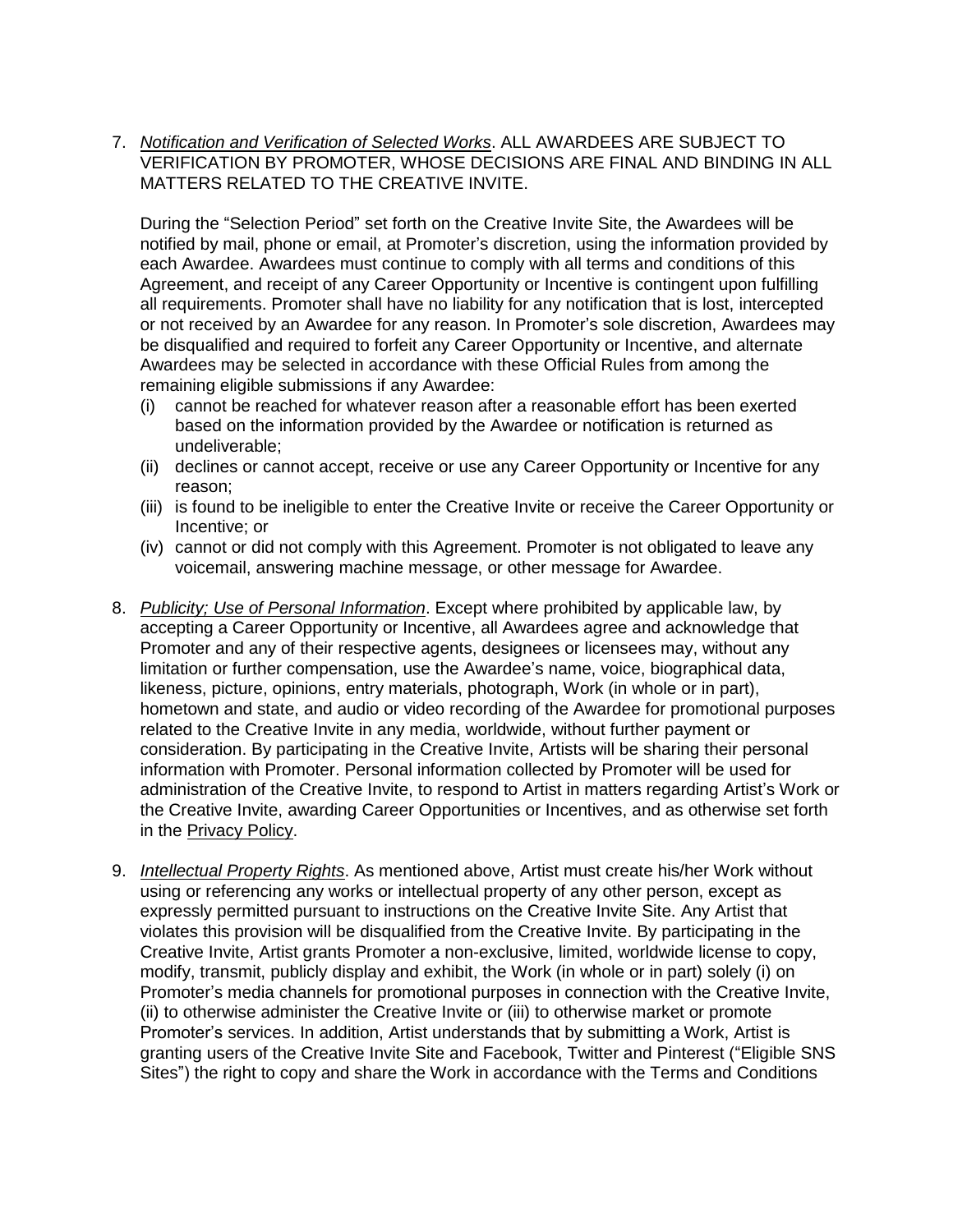7. *Notification and Verification of Selected Works*. ALL AWARDEES ARE SUBJECT TO VERIFICATION BY PROMOTER, WHOSE DECISIONS ARE FINAL AND BINDING IN ALL MATTERS RELATED TO THE CREATIVE INVITE.

   During the "Selection Period" set forth on the Creative Invite Site, the Awardees will be notified by mail, phone or email, at Promoter's discretion, using the information provided by each Awardee. Awardees must continue to comply with all terms and conditions of this Agreement, and receipt of any Career Opportunity or Incentive is contingent upon fulfilling all requirements. Promoter shall have no liability for any notification that is lost, intercepted or not received by an Awardee for any reason. In Promoter's sole discretion, Awardees may be disqualified and required to forfeit any Career Opportunity or Incentive, and alternate Awardees may be selected in accordance with these Official Rules from among the remaining eligible submissions if any Awardee:
   (i) cannot be reached for whatever reason after a reasonable effort has been exerted based on the information provided by the Awardee or notification is returned as undeliverable;
   (ii) declines or cannot accept, receive or use any Career Opportunity or Incentive for any reason;
   (iii) is found to be ineligible to enter the Creative Invite or receive the Career Opportunity or Incentive; or
   (iv) cannot or did not comply with this Agreement. Promoter is not obligated to leave any voicemail, answering machine message, or other message for Awardee.

8. *Publicity; Use of Personal Information*. Except where prohibited by applicable law, by accepting a Career Opportunity or Incentive, all Awardees agree and acknowledge that Promoter and any of their respective agents, designees or licensees may, without any limitation or further compensation, use the Awardee's name, voice, biographical data, likeness, picture, opinions, entry materials, photograph, Work (in whole or in part), hometown and state, and audio or video recording of the Awardee for promotional purposes related to the Creative Invite in any media, worldwide, without further payment or consideration. By participating in the Creative Invite, Artists will be sharing their personal information with Promoter. Personal information collected by Promoter will be used for administration of the Creative Invite, to respond to Artist in matters regarding Artist's Work or the Creative Invite, awarding Career Opportunities or Incentives, and as otherwise set forth in the Privacy Policy.

9. *Intellectual Property Rights*. As mentioned above, Artist must create his/her Work without using or referencing any works or intellectual property of any other person, except as expressly permitted pursuant to instructions on the Creative Invite Site. Any Artist that violates this provision will be disqualified from the Creative Invite. By participating in the Creative Invite, Artist grants Promoter a non-exclusive, limited, worldwide license to copy, modify, transmit, publicly display and exhibit, the Work (in whole or in part) solely (i) on Promoter's media channels for promotional purposes in connection with the Creative Invite, (ii) to otherwise administer the Creative Invite or (iii) to otherwise market or promote Promoter's services. In addition, Artist understands that by submitting a Work, Artist is granting users of the Creative Invite Site and Facebook, Twitter and Pinterest ("Eligible SNS Sites") the right to copy and share the Work in accordance with the Terms and Conditions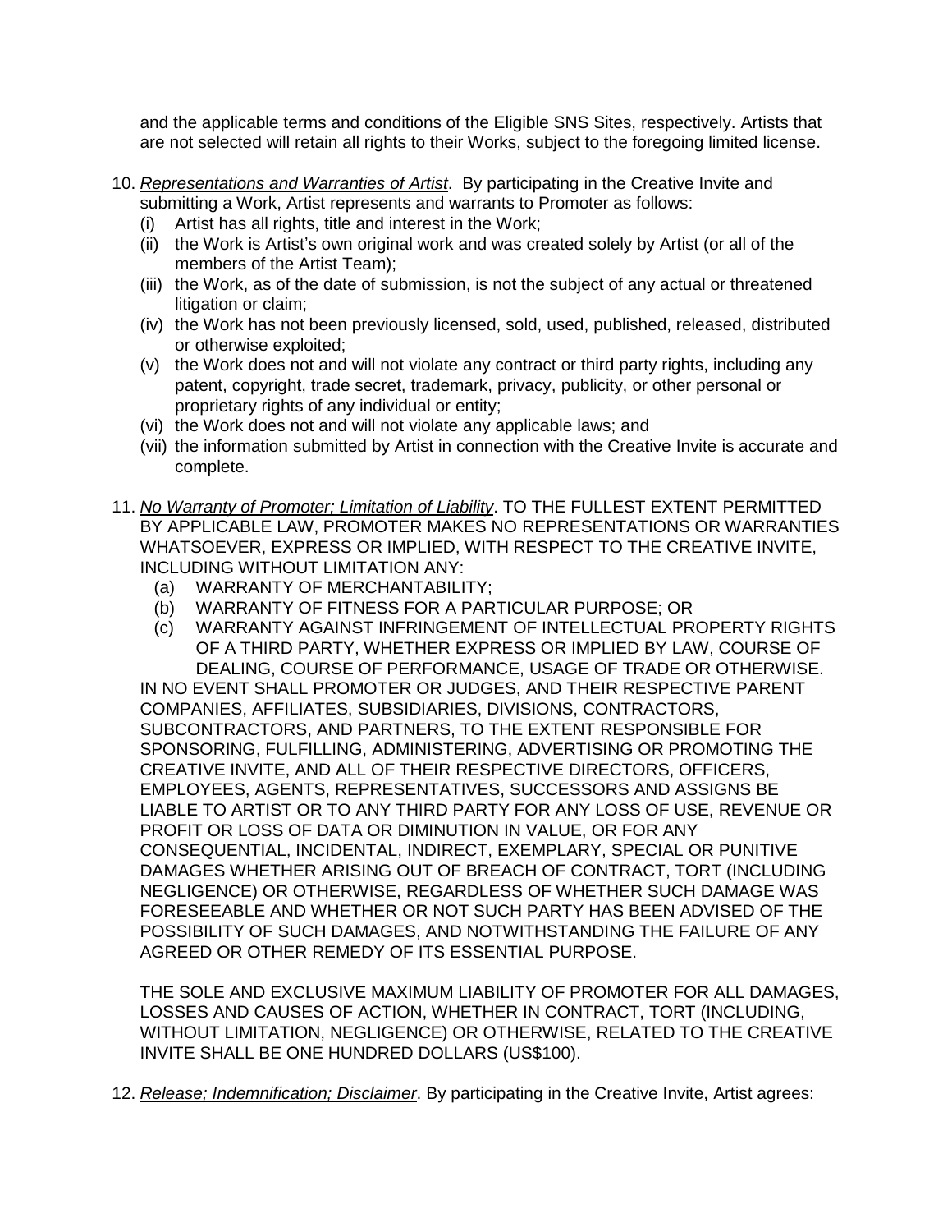and the applicable terms and conditions of the Eligible SNS Sites, respectively. Artists that are not selected will retain all rights to their Works, subject to the foregoing limited license.

10. *Representations and Warranties of Artist*. By participating in the Creative Invite and submitting a Work, Artist represents and warrants to Promoter as follows:
    (i) Artist has all rights, title and interest in the Work;
    (ii) the Work is Artist's own original work and was created solely by Artist (or all of the members of the Artist Team);
    (iii) the Work, as of the date of submission, is not the subject of any actual or threatened litigation or claim;
    (iv) the Work has not been previously licensed, sold, used, published, released, distributed or otherwise exploited;
    (v) the Work does not and will not violate any contract or third party rights, including any patent, copyright, trade secret, trademark, privacy, publicity, or other personal or proprietary rights of any individual or entity;
    (vi) the Work does not and will not violate any applicable laws; and
    (vii) the information submitted by Artist in connection with the Creative Invite is accurate and complete.

11. *No Warranty of Promoter; Limitation of Liability*. TO THE FULLEST EXTENT PERMITTED BY APPLICABLE LAW, PROMOTER MAKES NO REPRESENTATIONS OR WARRANTIES WHATSOEVER, EXPRESS OR IMPLIED, WITH RESPECT TO THE CREATIVE INVITE, INCLUDING WITHOUT LIMITATION ANY:
    (a) WARRANTY OF MERCHANTABILITY;
    (b) WARRANTY OF FITNESS FOR A PARTICULAR PURPOSE; OR
    (c) WARRANTY AGAINST INFRINGEMENT OF INTELLECTUAL PROPERTY RIGHTS OF A THIRD PARTY, WHETHER EXPRESS OR IMPLIED BY LAW, COURSE OF DEALING, COURSE OF PERFORMANCE, USAGE OF TRADE OR OTHERWISE.

    IN NO EVENT SHALL PROMOTER OR JUDGES, AND THEIR RESPECTIVE PARENT COMPANIES, AFFILIATES, SUBSIDIARIES, DIVISIONS, CONTRACTORS, SUBCONTRACTORS, AND PARTNERS, TO THE EXTENT RESPONSIBLE FOR SPONSORING, FULFILLING, ADMINISTERING, ADVERTISING OR PROMOTING THE CREATIVE INVITE, AND ALL OF THEIR RESPECTIVE DIRECTORS, OFFICERS, EMPLOYEES, AGENTS, REPRESENTATIVES, SUCCESSORS AND ASSIGNS BE LIABLE TO ARTIST OR TO ANY THIRD PARTY FOR ANY LOSS OF USE, REVENUE OR PROFIT OR LOSS OF DATA OR DIMINUTION IN VALUE, OR FOR ANY CONSEQUENTIAL, INCIDENTAL, INDIRECT, EXEMPLARY, SPECIAL OR PUNITIVE DAMAGES WHETHER ARISING OUT OF BREACH OF CONTRACT, TORT (INCLUDING NEGLIGENCE) OR OTHERWISE, REGARDLESS OF WHETHER SUCH DAMAGE WAS FORESEEABLE AND WHETHER OR NOT SUCH PARTY HAS BEEN ADVISED OF THE POSSIBILITY OF SUCH DAMAGES, AND NOTWITHSTANDING THE FAILURE OF ANY AGREED OR OTHER REMEDY OF ITS ESSENTIAL PURPOSE.

    THE SOLE AND EXCLUSIVE MAXIMUM LIABILITY OF PROMOTER FOR ALL DAMAGES, LOSSES AND CAUSES OF ACTION, WHETHER IN CONTRACT, TORT (INCLUDING, WITHOUT LIMITATION, NEGLIGENCE) OR OTHERWISE, RELATED TO THE CREATIVE INVITE SHALL BE ONE HUNDRED DOLLARS (US$100).

12. *Release; Indemnification; Disclaimer*. By participating in the Creative Invite, Artist agrees: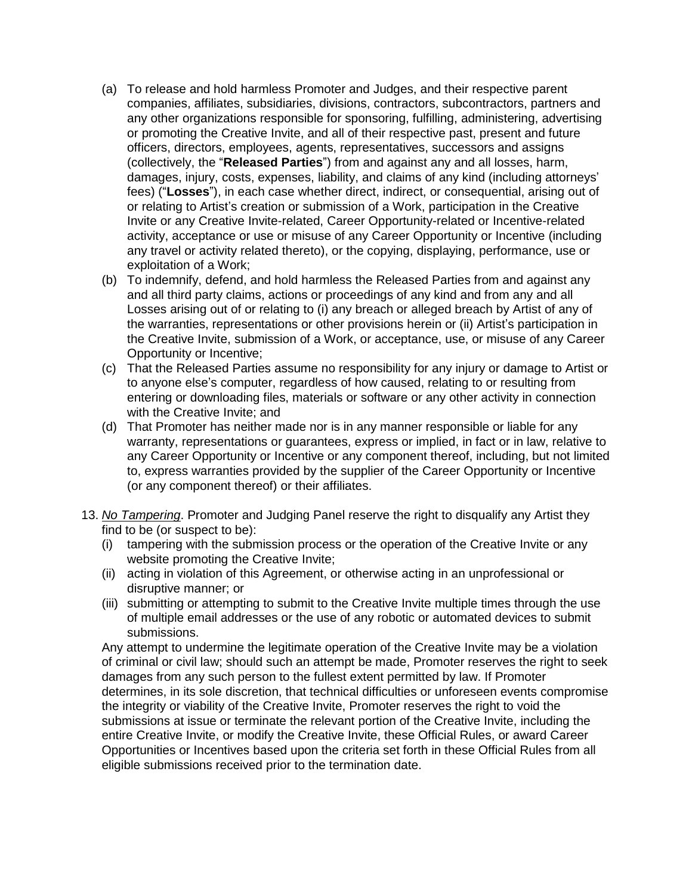(a) To release and hold harmless Promoter and Judges, and their respective parent companies, affiliates, subsidiaries, divisions, contractors, subcontractors, partners and any other organizations responsible for sponsoring, fulfilling, administering, advertising or promoting the Creative Invite, and all of their respective past, present and future officers, directors, employees, agents, representatives, successors and assigns (collectively, the "**Released Parties**") from and against any and all losses, harm, damages, injury, costs, expenses, liability, and claims of any kind (including attorneys' fees) ("**Losses**"), in each case whether direct, indirect, or consequential, arising out of or relating to Artist's creation or submission of a Work, participation in the Creative Invite or any Creative Invite-related, Career Opportunity-related or Incentive-related activity, acceptance or use or misuse of any Career Opportunity or Incentive (including any travel or activity related thereto), or the copying, displaying, performance, use or exploitation of a Work;

(b) To indemnify, defend, and hold harmless the Released Parties from and against any and all third party claims, actions or proceedings of any kind and from any and all Losses arising out of or relating to (i) any breach or alleged breach by Artist of any of the warranties, representations or other provisions herein or (ii) Artist's participation in the Creative Invite, submission of a Work, or acceptance, use, or misuse of any Career Opportunity or Incentive;

(c) That the Released Parties assume no responsibility for any injury or damage to Artist or to anyone else's computer, regardless of how caused, relating to or resulting from entering or downloading files, materials or software or any other activity in connection with the Creative Invite; and

(d) That Promoter has neither made nor is in any manner responsible or liable for any warranty, representations or guarantees, express or implied, in fact or in law, relative to any Career Opportunity or Incentive or any component thereof, including, but not limited to, express warranties provided by the supplier of the Career Opportunity or Incentive (or any component thereof) or their affiliates.

13. *No Tampering*. Promoter and Judging Panel reserve the right to disqualify any Artist they find to be (or suspect to be):

(i) tampering with the submission process or the operation of the Creative Invite or any website promoting the Creative Invite;

(ii) acting in violation of this Agreement, or otherwise acting in an unprofessional or disruptive manner; or

(iii) submitting or attempting to submit to the Creative Invite multiple times through the use of multiple email addresses or the use of any robotic or automated devices to submit submissions.

Any attempt to undermine the legitimate operation of the Creative Invite may be a violation of criminal or civil law; should such an attempt be made, Promoter reserves the right to seek damages from any such person to the fullest extent permitted by law. If Promoter determines, in its sole discretion, that technical difficulties or unforeseen events compromise the integrity or viability of the Creative Invite, Promoter reserves the right to void the submissions at issue or terminate the relevant portion of the Creative Invite, including the entire Creative Invite, or modify the Creative Invite, these Official Rules, or award Career Opportunities or Incentives based upon the criteria set forth in these Official Rules from all eligible submissions received prior to the termination date.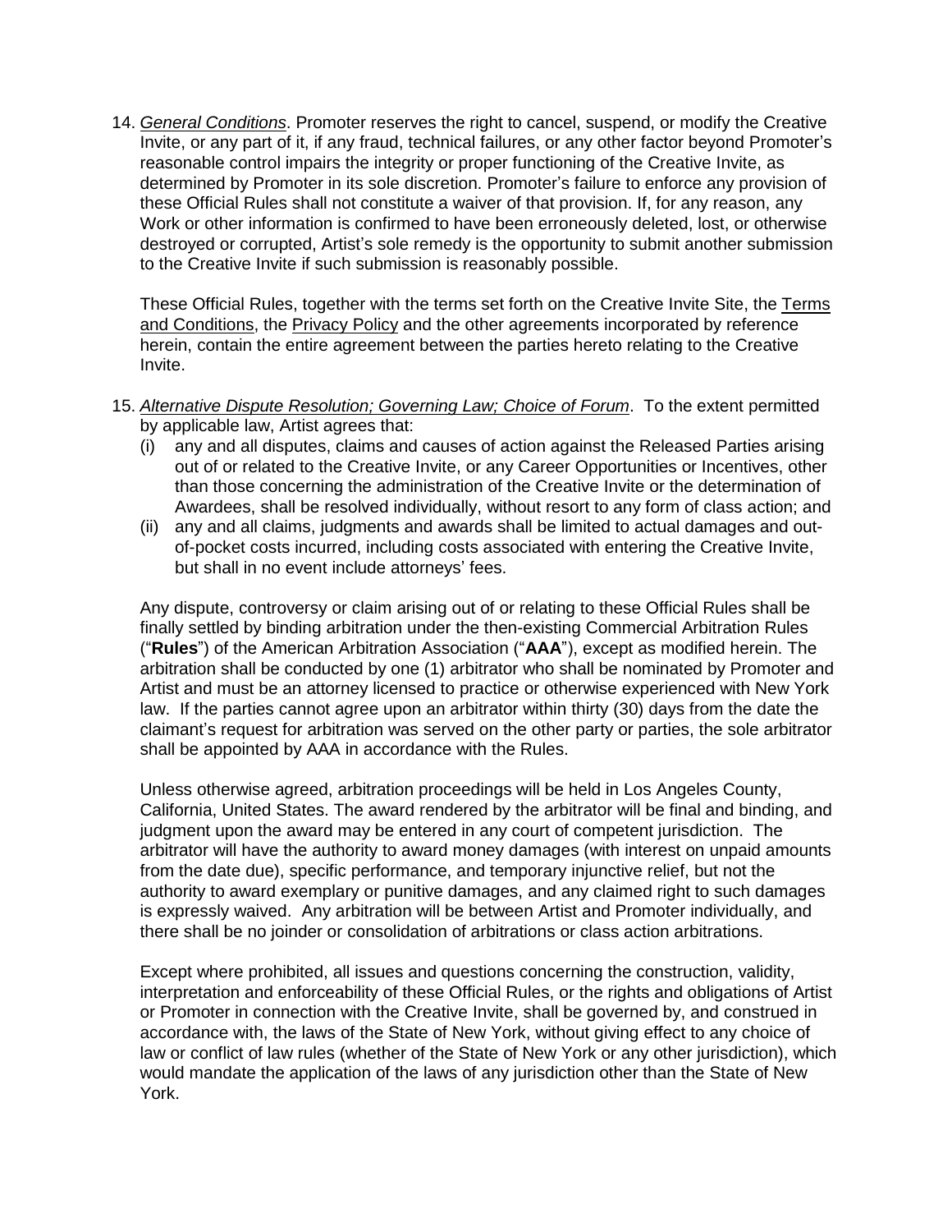14. *General Conditions*. Promoter reserves the right to cancel, suspend, or modify the Creative Invite, or any part of it, if any fraud, technical failures, or any other factor beyond Promoter's reasonable control impairs the integrity or proper functioning of the Creative Invite, as determined by Promoter in its sole discretion. Promoter's failure to enforce any provision of these Official Rules shall not constitute a waiver of that provision. If, for any reason, any Work or other information is confirmed to have been erroneously deleted, lost, or otherwise destroyed or corrupted, Artist's sole remedy is the opportunity to submit another submission to the Creative Invite if such submission is reasonably possible.

    These Official Rules, together with the terms set forth on the Creative Invite Site, the Terms and Conditions, the Privacy Policy and the other agreements incorporated by reference herein, contain the entire agreement between the parties hereto relating to the Creative Invite.

15. *Alternative Dispute Resolution; Governing Law; Choice of Forum*. To the extent permitted by applicable law, Artist agrees that:
    (i) any and all disputes, claims and causes of action against the Released Parties arising out of or related to the Creative Invite, or any Career Opportunities or Incentives, other than those concerning the administration of the Creative Invite or the determination of Awardees, shall be resolved individually, without resort to any form of class action; and
    (ii) any and all claims, judgments and awards shall be limited to actual damages and out-of-pocket costs incurred, including costs associated with entering the Creative Invite, but shall in no event include attorneys' fees.

    Any dispute, controversy or claim arising out of or relating to these Official Rules shall be finally settled by binding arbitration under the then-existing Commercial Arbitration Rules ("**Rules**") of the American Arbitration Association ("**AAA**"), except as modified herein. The arbitration shall be conducted by one (1) arbitrator who shall be nominated by Promoter and Artist and must be an attorney licensed to practice or otherwise experienced with New York law. If the parties cannot agree upon an arbitrator within thirty (30) days from the date the claimant's request for arbitration was served on the other party or parties, the sole arbitrator shall be appointed by AAA in accordance with the Rules.

    Unless otherwise agreed, arbitration proceedings will be held in Los Angeles County, California, United States. The award rendered by the arbitrator will be final and binding, and judgment upon the award may be entered in any court of competent jurisdiction. The arbitrator will have the authority to award money damages (with interest on unpaid amounts from the date due), specific performance, and temporary injunctive relief, but not the authority to award exemplary or punitive damages, and any claimed right to such damages is expressly waived. Any arbitration will be between Artist and Promoter individually, and there shall be no joinder or consolidation of arbitrations or class action arbitrations.

    Except where prohibited, all issues and questions concerning the construction, validity, interpretation and enforceability of these Official Rules, or the rights and obligations of Artist or Promoter in connection with the Creative Invite, shall be governed by, and construed in accordance with, the laws of the State of New York, without giving effect to any choice of law or conflict of law rules (whether of the State of New York or any other jurisdiction), which would mandate the application of the laws of any jurisdiction other than the State of New York.